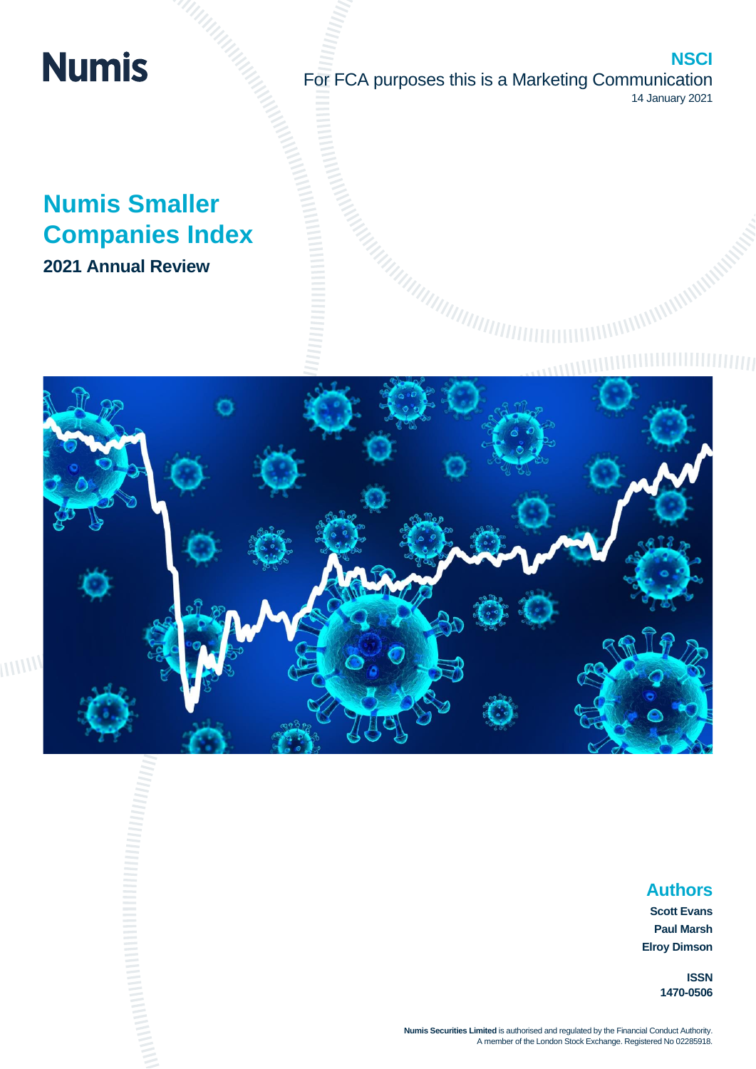Numis

**NSCI**

For FCA purposes this is a Marketing Communication

14 January 2021

# Numis Smaller Companies Index

## 2021 Annual Review

## Authors

**Scott Evans**

**Paul Marsh**

**Elroy Dimson**

**ISSN**

**1470-0506**

**Numis Securities Limited** is authorised and regulated by the Financial Conduct Authority.
A member of the London Stock Exchange. Registered No 02285918.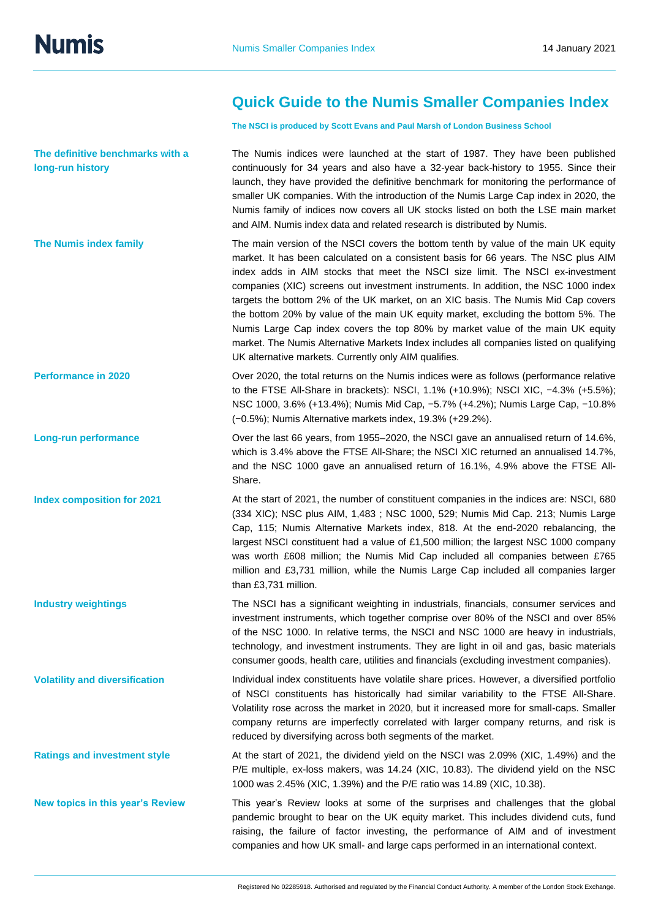# Quick Guide to the Numis Smaller Companies Index

**The NSCI is produced by Scott Evans and Paul Marsh of London Business School**

**The definitive benchmarks with a long-run history**

The Numis indices were launched at the start of 1987. They have been published continuously for 34 years and also have a 32-year back-history to 1955. Since their launch, they have provided the definitive benchmark for monitoring the performance of smaller UK companies. With the introduction of the Numis Large Cap index in 2020, the Numis family of indices now covers all UK stocks listed on both the LSE main market and AIM. Numis index data and related research is distributed by Numis.

**The Numis index family**

The main version of the NSCI covers the bottom tenth by value of the main UK equity market. It has been calculated on a consistent basis for 66 years. The NSC plus AIM index adds in AIM stocks that meet the NSCI size limit. The NSCI ex-investment companies (XIC) screens out investment instruments. In addition, the NSC 1000 index targets the bottom 2% of the UK market, on an XIC basis. The Numis Mid Cap covers the bottom 20% by value of the main UK equity market, excluding the bottom 5%. The Numis Large Cap index covers the top 80% by market value of the main UK equity market. The Numis Alternative Markets Index includes all companies listed on qualifying UK alternative markets. Currently only AIM qualifies.

**Performance in 2020**

Over 2020, the total returns on the Numis indices were as follows (performance relative to the FTSE All-Share in brackets): NSCI, 1.1% (+10.9%); NSCI XIC, −4.3% (+5.5%); NSC 1000, 3.6% (+13.4%); Numis Mid Cap, −5.7% (+4.2%); Numis Large Cap, −10.8% (−0.5%); Numis Alternative markets index, 19.3% (+29.2%).

**Long-run performance**

Over the last 66 years, from 1955–2020, the NSCI gave an annualised return of 14.6%, which is 3.4% above the FTSE All-Share; the NSCI XIC returned an annualised 14.7%, and the NSC 1000 gave an annualised return of 16.1%, 4.9% above the FTSE All-Share.

**Index composition for 2021**

At the start of 2021, the number of constituent companies in the indices are: NSCI, 680 (334 XIC); NSC plus AIM, 1,483 ; NSC 1000, 529; Numis Mid Cap. 213; Numis Large Cap, 115; Numis Alternative Markets index, 818. At the end-2020 rebalancing, the largest NSCI constituent had a value of £1,500 million; the largest NSC 1000 company was worth £608 million; the Numis Mid Cap included all companies between £765 million and £3,731 million, while the Numis Large Cap included all companies larger than £3,731 million.

**Industry weightings**

The NSCI has a significant weighting in industrials, financials, consumer services and investment instruments, which together comprise over 80% of the NSCI and over 85% of the NSC 1000. In relative terms, the NSCI and NSC 1000 are heavy in industrials, technology, and investment instruments. They are light in oil and gas, basic materials consumer goods, health care, utilities and financials (excluding investment companies).

**Volatility and diversification**

Individual index constituents have volatile share prices. However, a diversified portfolio of NSCI constituents has historically had similar variability to the FTSE All-Share. Volatility rose across the market in 2020, but it increased more for small-caps. Smaller company returns are imperfectly correlated with larger company returns, and risk is reduced by diversifying across both segments of the market.

**Ratings and investment style**

At the start of 2021, the dividend yield on the NSCI was 2.09% (XIC, 1.49%) and the P/E multiple, ex-loss makers, was 14.24 (XIC, 10.83). The dividend yield on the NSC 1000 was 2.45% (XIC, 1.39%) and the P/E ratio was 14.89 (XIC, 10.38).

**New topics in this year's Review**

This year's Review looks at some of the surprises and challenges that the global pandemic brought to bear on the UK equity market. This includes dividend cuts, fund raising, the failure of factor investing, the performance of AIM and of investment companies and how UK small- and large caps performed in an international context.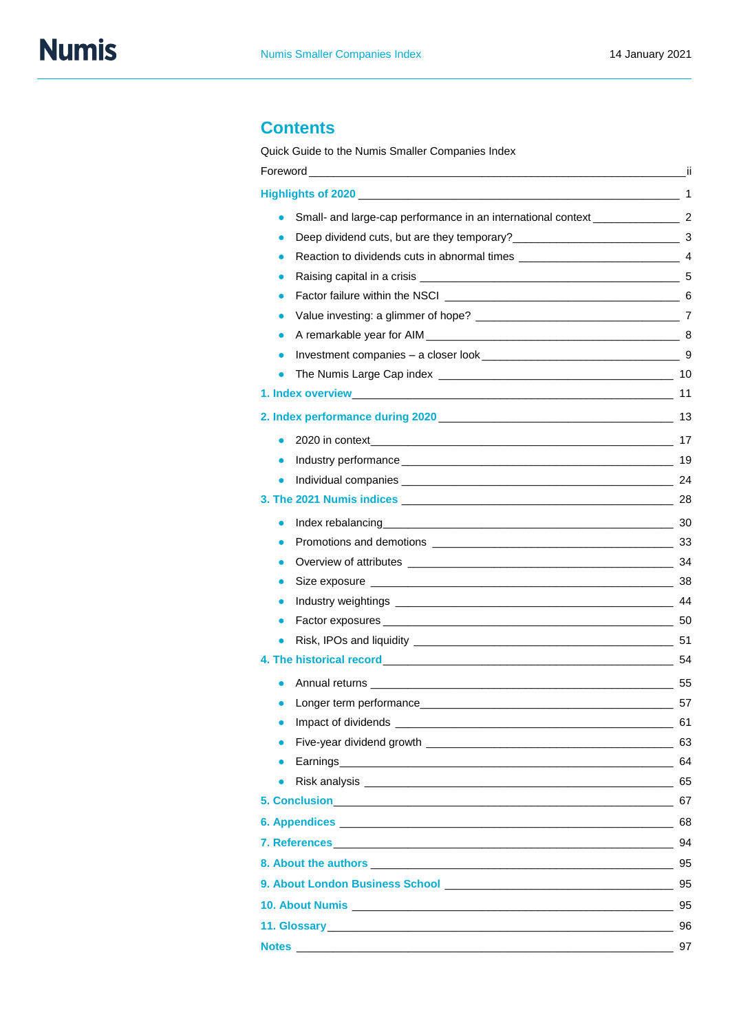## Contents

Quick Guide to the Numis Smaller Companies Index

Foreword ii

**Highlights of 2020** 1

- Small- and large-cap performance in an international context 2
- Deep dividend cuts, but are they temporary? 3
- Reaction to dividends cuts in abnormal times 4
- Raising capital in a crisis 5
- Factor failure within the NSCI 6
- Value investing: a glimmer of hope? 7
- A remarkable year for AIM 8
- Investment companies – a closer look 9
- The Numis Large Cap index 10

**1. Index overview** 11

**2. Index performance during 2020** 13

- 2020 in context 17
- Industry performance 19
- Individual companies 24

**3. The 2021 Numis indices** 28

- Index rebalancing 30
- Promotions and demotions 33
- Overview of attributes 34
- Size exposure 38
- Industry weightings 44
- Factor exposures 50
- Risk, IPOs and liquidity 51

**4. The historical record** 54

- Annual returns 55
- Longer term performance 57
- Impact of dividends 61
- Five-year dividend growth 63
- Earnings 64
- Risk analysis 65

**5. Conclusion** 67

**6. Appendices** 68

**7. References** 94

**8. About the authors** 95

**9. About London Business School** 95

**10. About Numis** 95

**11. Glossary** 96

**Notes** 97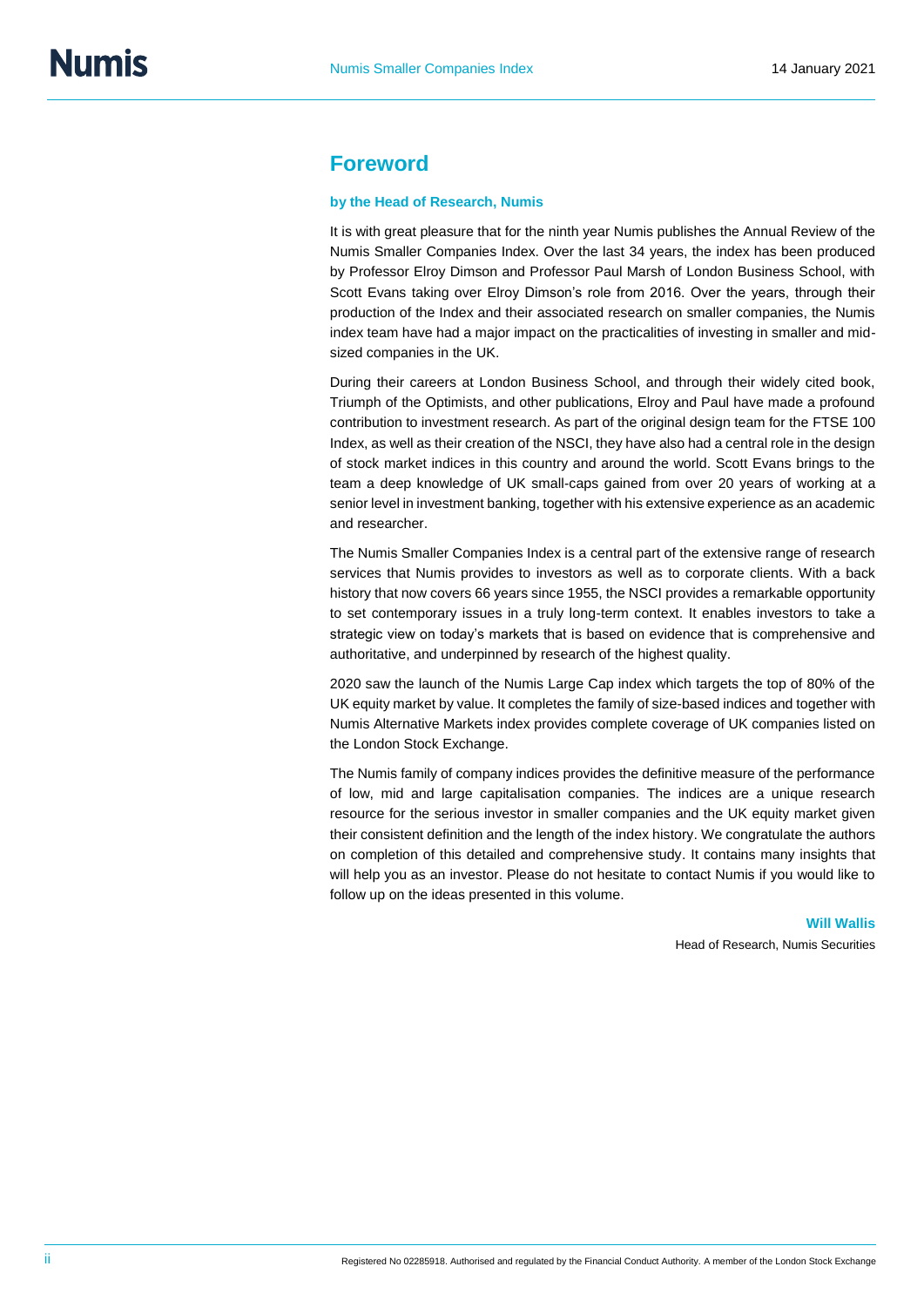## Foreword

**by the Head of Research, Numis**

It is with great pleasure that for the ninth year Numis publishes the Annual Review of the Numis Smaller Companies Index. Over the last 34 years, the index has been produced by Professor Elroy Dimson and Professor Paul Marsh of London Business School, with Scott Evans taking over Elroy Dimson's role from 2016. Over the years, through their production of the Index and their associated research on smaller companies, the Numis index team have had a major impact on the practicalities of investing in smaller and mid-sized companies in the UK.

During their careers at London Business School, and through their widely cited book, Triumph of the Optimists, and other publications, Elroy and Paul have made a profound contribution to investment research. As part of the original design team for the FTSE 100 Index, as well as their creation of the NSCI, they have also had a central role in the design of stock market indices in this country and around the world. Scott Evans brings to the team a deep knowledge of UK small-caps gained from over 20 years of working at a senior level in investment banking, together with his extensive experience as an academic and researcher.

The Numis Smaller Companies Index is a central part of the extensive range of research services that Numis provides to investors as well as to corporate clients. With a back history that now covers 66 years since 1955, the NSCI provides a remarkable opportunity to set contemporary issues in a truly long-term context. It enables investors to take a strategic view on today's markets that is based on evidence that is comprehensive and authoritative, and underpinned by research of the highest quality.

2020 saw the launch of the Numis Large Cap index which targets the top of 80% of the UK equity market by value. It completes the family of size-based indices and together with Numis Alternative Markets index provides complete coverage of UK companies listed on the London Stock Exchange.

The Numis family of company indices provides the definitive measure of the performance of low, mid and large capitalisation companies. The indices are a unique research resource for the serious investor in smaller companies and the UK equity market given their consistent definition and the length of the index history. We congratulate the authors on completion of this detailed and comprehensive study. It contains many insights that will help you as an investor. Please do not hesitate to contact Numis if you would like to follow up on the ideas presented in this volume.

**Will Wallis**
Head of Research, Numis Securities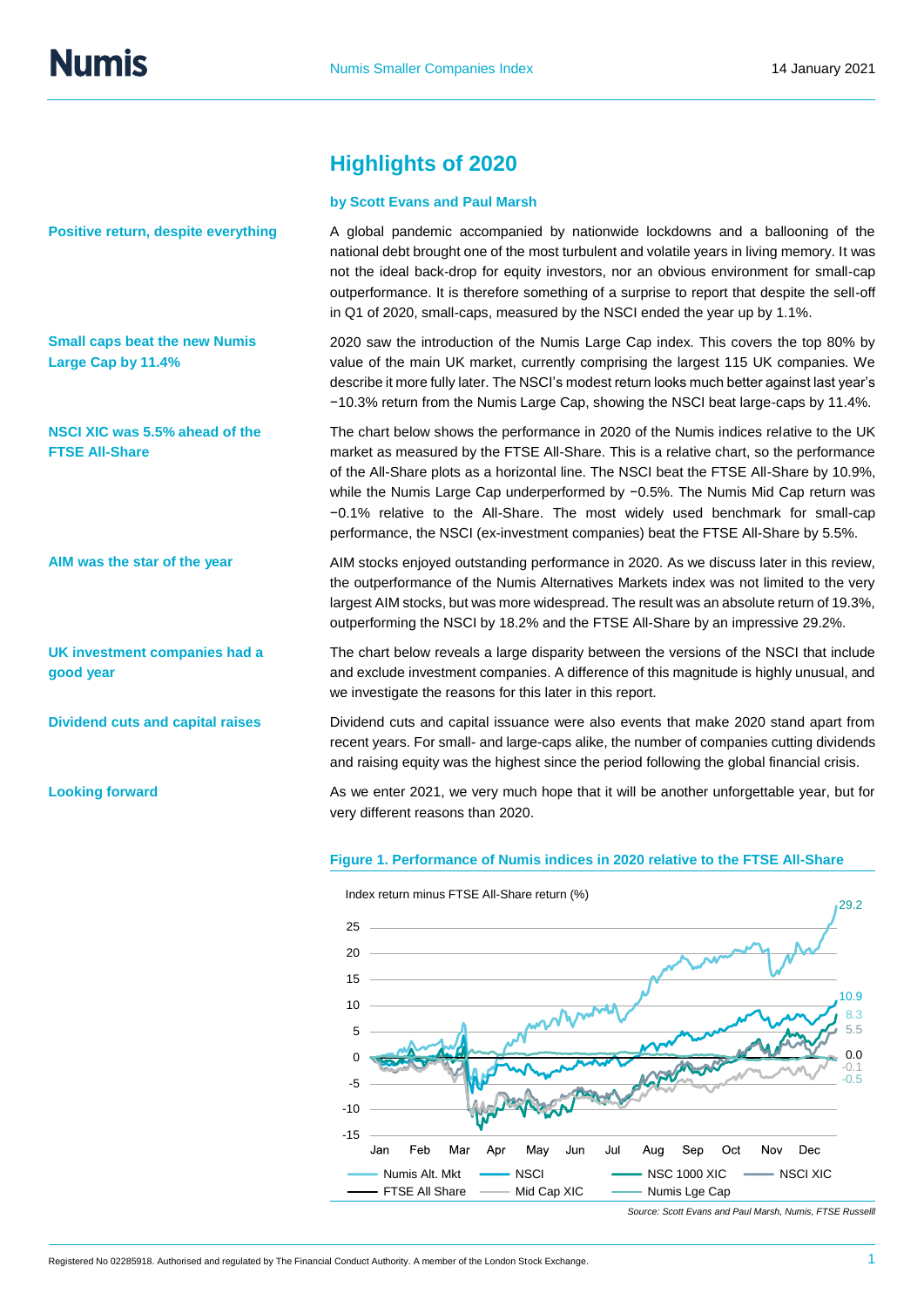## Highlights of 2020

**by Scott Evans and Paul Marsh**

**Positive return, despite everything**

A global pandemic accompanied by nationwide lockdowns and a ballooning of the national debt brought one of the most turbulent and volatile years in living memory. It was not the ideal back-drop for equity investors, nor an obvious environment for small-cap outperformance. It is therefore something of a surprise to report that despite the sell-off in Q1 of 2020, small-caps, measured by the NSCI ended the year up by 1.1%.

**Small caps beat the new Numis Large Cap by 11.4%**

2020 saw the introduction of the Numis Large Cap index. This covers the top 80% by value of the main UK market, currently comprising the largest 115 UK companies. We describe it more fully later. The NSCI's modest return looks much better against last year's −10.3% return from the Numis Large Cap, showing the NSCI beat large-caps by 11.4%.

**NSCI XIC was 5.5% ahead of the FTSE All-Share**

The chart below shows the performance in 2020 of the Numis indices relative to the UK market as measured by the FTSE All-Share. This is a relative chart, so the performance of the All-Share plots as a horizontal line. The NSCI beat the FTSE All-Share by 10.9%, while the Numis Large Cap underperformed by −0.5%. The Numis Mid Cap return was −0.1% relative to the All-Share. The most widely used benchmark for small-cap performance, the NSCI (ex-investment companies) beat the FTSE All-Share by 5.5%.

**AIM was the star of the year**

AIM stocks enjoyed outstanding performance in 2020. As we discuss later in this review, the outperformance of the Numis Alternatives Markets index was not limited to the very largest AIM stocks, but was more widespread. The result was an absolute return of 19.3%, outperforming the NSCI by 18.2% and the FTSE All-Share by an impressive 29.2%.

**UK investment companies had a good year**

The chart below reveals a large disparity between the versions of the NSCI that include and exclude investment companies. A difference of this magnitude is highly unusual, and we investigate the reasons for this later in this report.

**Dividend cuts and capital raises**

Dividend cuts and capital issuance were also events that make 2020 stand apart from recent years. For small- and large-caps alike, the number of companies cutting dividends and raising equity was the highest since the period following the global financial crisis.

**Looking forward**

As we enter 2021, we very much hope that it will be another unforgettable year, but for very different reasons than 2020.

**Figure 1. Performance of Numis indices in 2020 relative to the FTSE All-Share**

*Source: Scott Evans and Paul Marsh, Numis, FTSE Russelll*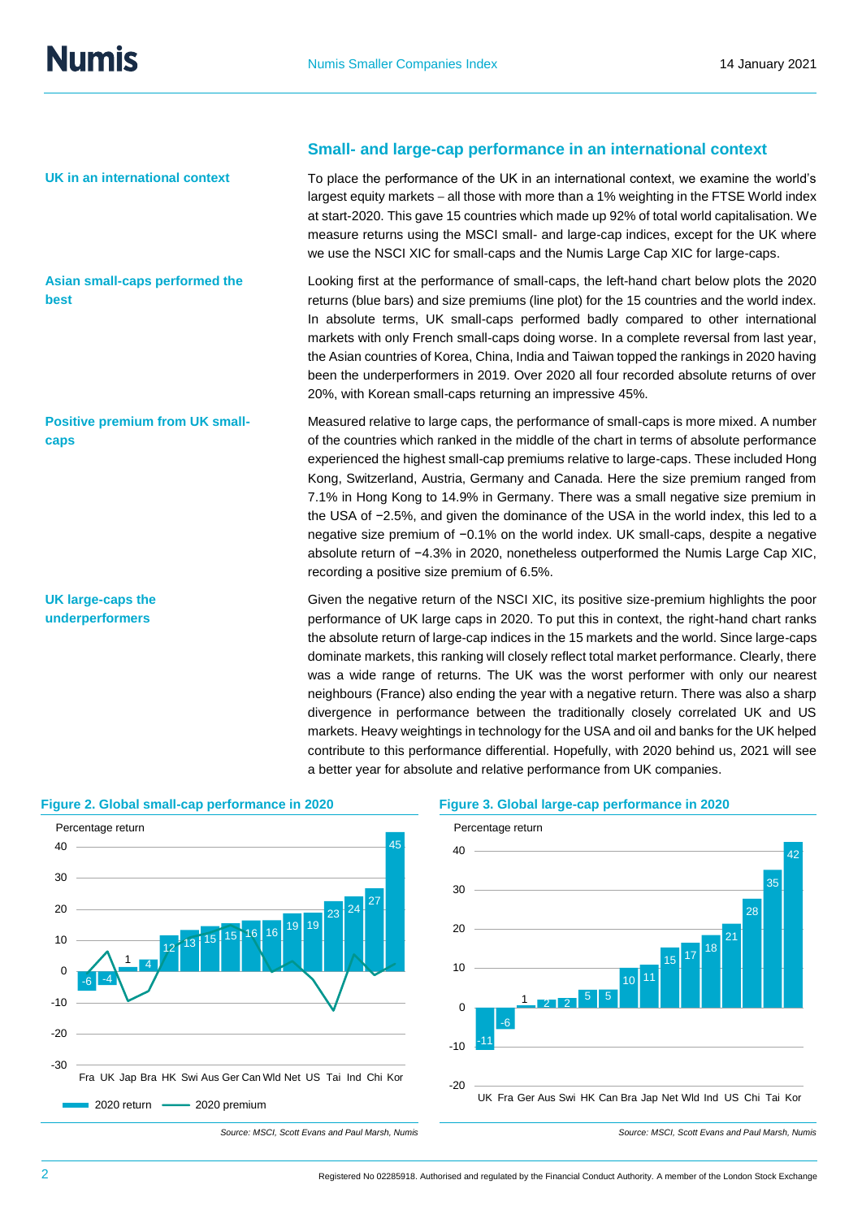## Small- and large-cap performance in an international context

**UK in an international context**

To place the performance of the UK in an international context, we examine the world's largest equity markets – all those with more than a 1% weighting in the FTSE World index at start-2020. This gave 15 countries which made up 92% of total world capitalisation. We measure returns using the MSCI small- and large-cap indices, except for the UK where we use the NSCI XIC for small-caps and the Numis Large Cap XIC for large-caps.

**Asian small-caps performed the best**

Looking first at the performance of small-caps, the left-hand chart below plots the 2020 returns (blue bars) and size premiums (line plot) for the 15 countries and the world index. In absolute terms, UK small-caps performed badly compared to other international markets with only French small-caps doing worse. In a complete reversal from last year, the Asian countries of Korea, China, India and Taiwan topped the rankings in 2020 having been the underperformers in 2019. Over 2020 all four recorded absolute returns of over 20%, with Korean small-caps returning an impressive 45%.

**Positive premium from UK small-caps**

Measured relative to large caps, the performance of small-caps is more mixed. A number of the countries which ranked in the middle of the chart in terms of absolute performance experienced the highest small-cap premiums relative to large-caps. These included Hong Kong, Switzerland, Austria, Germany and Canada. Here the size premium ranged from 7.1% in Hong Kong to 14.9% in Germany. There was a small negative size premium in the USA of −2.5%, and given the dominance of the USA in the world index, this led to a negative size premium of −0.1% on the world index. UK small-caps, despite a negative absolute return of −4.3% in 2020, nonetheless outperformed the Numis Large Cap XIC, recording a positive size premium of 6.5%.

**UK large-caps the underperformers**

Given the negative return of the NSCI XIC, its positive size-premium highlights the poor performance of UK large caps in 2020. To put this in context, the right-hand chart ranks the absolute return of large-cap indices in the 15 markets and the world. Since large-caps dominate markets, this ranking will closely reflect total market performance. Clearly, there was a wide range of returns. The UK was the worst performer with only our nearest neighbours (France) also ending the year with a negative return. There was also a sharp divergence in performance between the traditionally closely correlated UK and US markets. Heavy weightings in technology for the USA and oil and banks for the UK helped contribute to this performance differential. Hopefully, with 2020 behind us, 2021 will see a better year for absolute and relative performance from UK companies.

**Figure 2. Global small-cap performance in 2020**

Percentage return (2020 return, bars; 2020 premium, line)

| Country | 2020 return |
|---|---|
| Fra | -6 |
| UK | -4 |
| Jap | 1 |
| Bra | 4 |
| HK | 12 |
| Swi | 13 |
| Aus | 15 |
| Ger | 15 |
| Can | 16 |
| Wld | 16 |
| Net | 19 |
| US | 19 |
| Tai | 23 |
| Ind | 24 |
| Chi | 27 |
| Kor | 45 |

*Source: MSCI, Scott Evans and Paul Marsh, Numis*

**Figure 3. Global large-cap performance in 2020**

Percentage return

| Country | 2020 return |
|---|---|
| UK | -11 |
| Fra | -6 |
| Ger | 1 |
| Aus | 2 |
| Swi | 2 |
| HK | 5 |
| Can | 5 |
| Bra | 10 |
| Jap | 11 |
| Net | 15 |
| Wld | 17 |
| Ind | 18 |
| US | 21 |
| Chi | 28 |
| Tai | 35 |
| Kor | 42 |

*Source: MSCI, Scott Evans and Paul Marsh, Numis*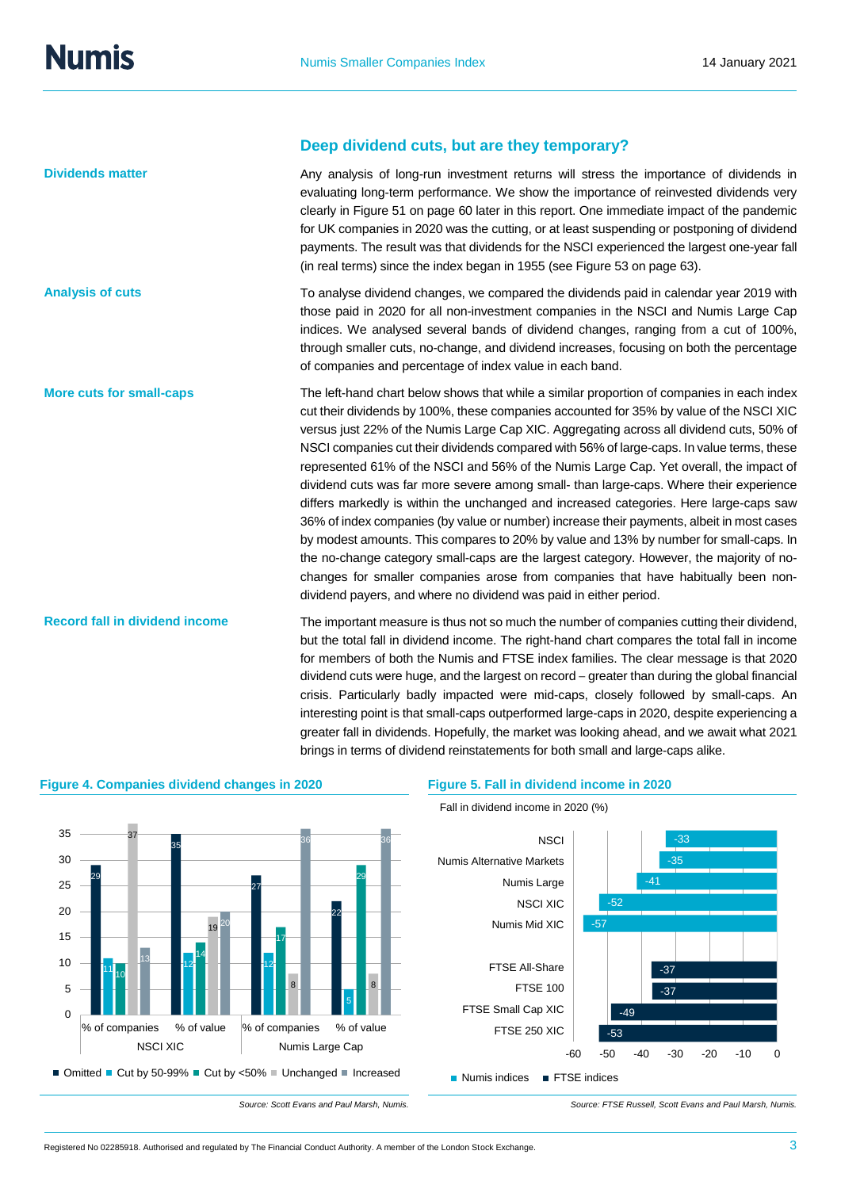## Deep dividend cuts, but are they temporary?

**Dividends matter**

Any analysis of long-run investment returns will stress the importance of dividends in evaluating long-term performance. We show the importance of reinvested dividends very clearly in Figure 51 on page 60 later in this report. One immediate impact of the pandemic for UK companies in 2020 was the cutting, or at least suspending or postponing of dividend payments. The result was that dividends for the NSCI experienced the largest one-year fall (in real terms) since the index began in 1955 (see Figure 53 on page 63).

**Analysis of cuts**

To analyse dividend changes, we compared the dividends paid in calendar year 2019 with those paid in 2020 for all non-investment companies in the NSCI and Numis Large Cap indices. We analysed several bands of dividend changes, ranging from a cut of 100%, through smaller cuts, no-change, and dividend increases, focusing on both the percentage of companies and percentage of index value in each band.

**More cuts for small-caps**

The left-hand chart below shows that while a similar proportion of companies in each index cut their dividends by 100%, these companies accounted for 35% by value of the NSCI XIC versus just 22% of the Numis Large Cap XIC. Aggregating across all dividend cuts, 50% of NSCI companies cut their dividends compared with 56% of large-caps. In value terms, these represented 61% of the NSCI and 56% of the Numis Large Cap. Yet overall, the impact of dividend cuts was far more severe among small- than large-caps. Where their experience differs markedly is within the unchanged and increased categories. Here large-caps saw 36% of index companies (by value or number) increase their payments, albeit in most cases by modest amounts. This compares to 20% by value and 13% by number for small-caps. In the no-change category small-caps are the largest category. However, the majority of no-changes for smaller companies arose from companies that have habitually been non-dividend payers, and where no dividend was paid in either period.

**Record fall in dividend income**

The important measure is thus not so much the number of companies cutting their dividend, but the total fall in dividend income. The right-hand chart compares the total fall in income for members of both the Numis and FTSE index families. The clear message is that 2020 dividend cuts were huge, and the largest on record – greater than during the global financial crisis. Particularly badly impacted were mid-caps, closely followed by small-caps. An interesting point is that small-caps outperformed large-caps in 2020, despite experiencing a greater fall in dividends. Hopefully, the market was looking ahead, and we await what 2021 brings in terms of dividend reinstatements for both small and large-caps alike.

**Figure 4. Companies dividend changes in 2020**

| | Omitted | Cut by 50-99% | Cut by <50% | Unchanged | Increased |
|---|---|---|---|---|---|
| NSCI XIC – % of companies | 29 | 11 | 10 | 37 | 13 |
| NSCI XIC – % of value | 35 | 12 | 14 | 19 | 20 |
| Numis Large Cap – % of companies | 27 | 12 | 17 | 8 | 36 |
| Numis Large Cap – % of value | 22 | 5 | 29 | 8 | 36 |

*Source: Scott Evans and Paul Marsh, Numis.*

**Figure 5. Fall in dividend income in 2020**

Fall in dividend income in 2020 (%)

| Index | Fall (%) |
|---|---|
| NSCI | -33 |
| Numis Alternative Markets | -35 |
| Numis Large | -41 |
| NSCI XIC | -52 |
| Numis Mid XIC | -57 |
| FTSE All-Share | -37 |
| FTSE 100 | -37 |
| FTSE Small Cap XIC | -49 |
| FTSE 250 XIC | -53 |

Numis indices: NSCI to Numis Mid XIC; FTSE indices: FTSE All-Share to FTSE 250 XIC.

*Source: FTSE Russell, Scott Evans and Paul Marsh, Numis.*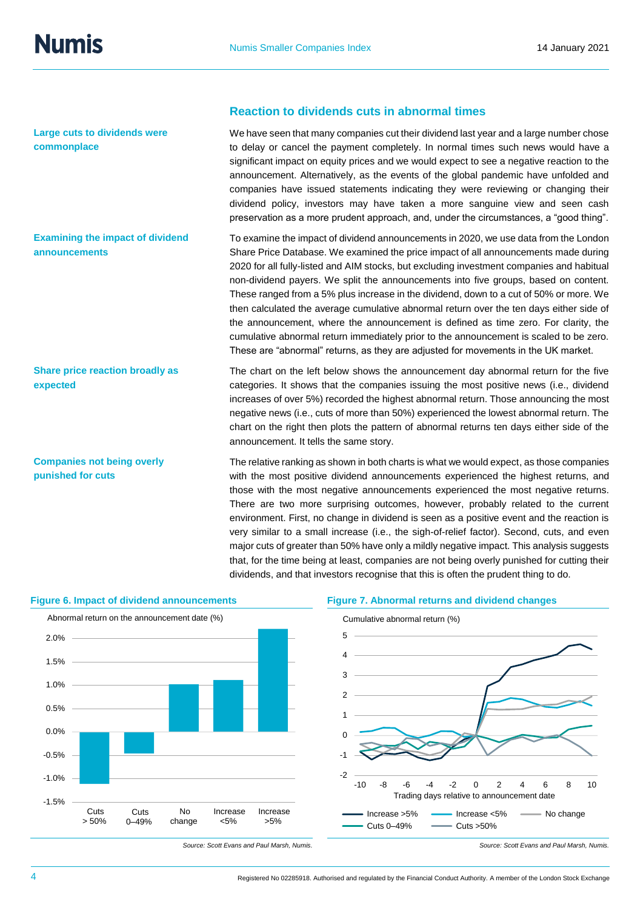## Reaction to dividends cuts in abnormal times

**Large cuts to dividends were commonplace**

We have seen that many companies cut their dividend last year and a large number chose to delay or cancel the payment completely. In normal times such news would have a significant impact on equity prices and we would expect to see a negative reaction to the announcement. Alternatively, as the events of the global pandemic have unfolded and companies have issued statements indicating they were reviewing or changing their dividend policy, investors may have taken a more sanguine view and seen cash preservation as a more prudent approach, and, under the circumstances, a "good thing".

**Examining the impact of dividend announcements**

To examine the impact of dividend announcements in 2020, we use data from the London Share Price Database. We examined the price impact of all announcements made during 2020 for all fully-listed and AIM stocks, but excluding investment companies and habitual non-dividend payers. We split the announcements into five groups, based on content. These ranged from a 5% plus increase in the dividend, down to a cut of 50% or more. We then calculated the average cumulative abnormal return over the ten days either side of the announcement, where the announcement is defined as time zero. For clarity, the cumulative abnormal return immediately prior to the announcement is scaled to be zero. These are "abnormal" returns, as they are adjusted for movements in the UK market.

**Share price reaction broadly as expected**

The chart on the left below shows the announcement day abnormal return for the five categories. It shows that the companies issuing the most positive news (i.e., dividend increases of over 5%) recorded the highest abnormal return. Those announcing the most negative news (i.e., cuts of more than 50%) experienced the lowest abnormal return. The chart on the right then plots the pattern of abnormal returns ten days either side of the announcement. It tells the same story.

**Companies not being overly punished for cuts**

The relative ranking as shown in both charts is what we would expect, as those companies with the most positive dividend announcements experienced the highest returns, and those with the most negative announcements experienced the most negative returns. There are two more surprising outcomes, however, probably related to the current environment. First, no change in dividend is seen as a positive event and the reaction is very similar to a small increase (i.e., the sigh-of-relief factor). Second, cuts, and even major cuts of greater than 50% have only a mildly negative impact. This analysis suggests that, for the time being at least, companies are not being overly punished for cutting their dividends, and that investors recognise that this is often the prudent thing to do.

**Figure 6. Impact of dividend announcements**

*Source: Scott Evans and Paul Marsh, Numis.*

**Figure 7. Abnormal returns and dividend changes**

*Source: Scott Evans and Paul Marsh, Numis.*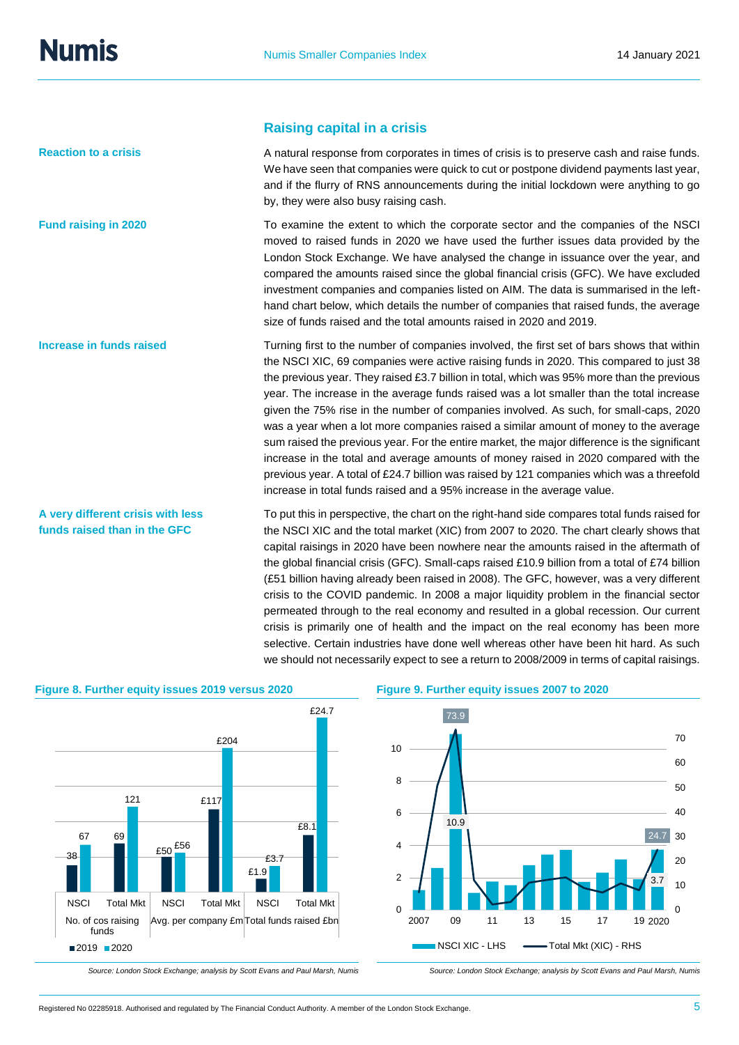## Raising capital in a crisis

**Reaction to a crisis**

A natural response from corporates in times of crisis is to preserve cash and raise funds. We have seen that companies were quick to cut or postpone dividend payments last year, and if the flurry of RNS announcements during the initial lockdown were anything to go by, they were also busy raising cash.

**Fund raising in 2020**

To examine the extent to which the corporate sector and the companies of the NSCI moved to raised funds in 2020 we have used the further issues data provided by the London Stock Exchange. We have analysed the change in issuance over the year, and compared the amounts raised since the global financial crisis (GFC). We have excluded investment companies and companies listed on AIM. The data is summarised in the left-hand chart below, which details the number of companies that raised funds, the average size of funds raised and the total amounts raised in 2020 and 2019.

**Increase in funds raised**

Turning first to the number of companies involved, the first set of bars shows that within the NSCI XIC, 69 companies were active raising funds in 2020. This compared to just 38 the previous year. They raised £3.7 billion in total, which was 95% more than the previous year. The increase in the average funds raised was a lot smaller than the total increase given the 75% rise in the number of companies involved. As such, for small-caps, 2020 was a year when a lot more companies raised a similar amount of money to the average sum raised the previous year. For the entire market, the major difference is the significant increase in the total and average amounts of money raised in 2020 compared with the previous year. A total of £24.7 billion was raised by 121 companies which was a threefold increase in total funds raised and a 95% increase in the average value.

**A very different crisis with less funds raised than in the GFC**

To put this in perspective, the chart on the right-hand side compares total funds raised for the NSCI XIC and the total market (XIC) from 2007 to 2020. The chart clearly shows that capital raisings in 2020 have been nowhere near the amounts raised in the aftermath of the global financial crisis (GFC). Small-caps raised £10.9 billion from a total of £74 billion (£51 billion having already been raised in 2008). The GFC, however, was a very different crisis to the COVID pandemic. In 2008 a major liquidity problem in the financial sector permeated through to the real economy and resulted in a global recession. Our current crisis is primarily one of health and the impact on the real economy has been more selective. Certain industries have done well whereas other have been hit hard. As such we should not necessarily expect to see a return to 2008/2009 in terms of capital raisings.

**Figure 8. Further equity issues 2019 versus 2020**

| | No. of cos raising funds | | Avg. per company £m | | Total funds raised £bn | |
|---|---|---|---|---|---|---|
| | NSCI | Total Mkt | NSCI | Total Mkt | NSCI | Total Mkt |
| 2019 | 38 | 69 | £50 | £117 | £1.9 | £8.1 |
| 2020 | 67 | 121 | £56 | £204 | £3.7 | £24.7 |

*Source: London Stock Exchange; analysis by Scott Evans and Paul Marsh, Numis*

**Figure 9. Further equity issues 2007 to 2020**

Chart: NSCI XIC - LHS (bars, £bn) and Total Mkt (XIC) - RHS (line, £bn), 2007 to 2020. Labelled values: 2009 NSCI XIC 10.9, Total Mkt 73.9; 2020 NSCI XIC 3.7, Total Mkt 24.7.

*Source: London Stock Exchange; analysis by Scott Evans and Paul Marsh, Numis*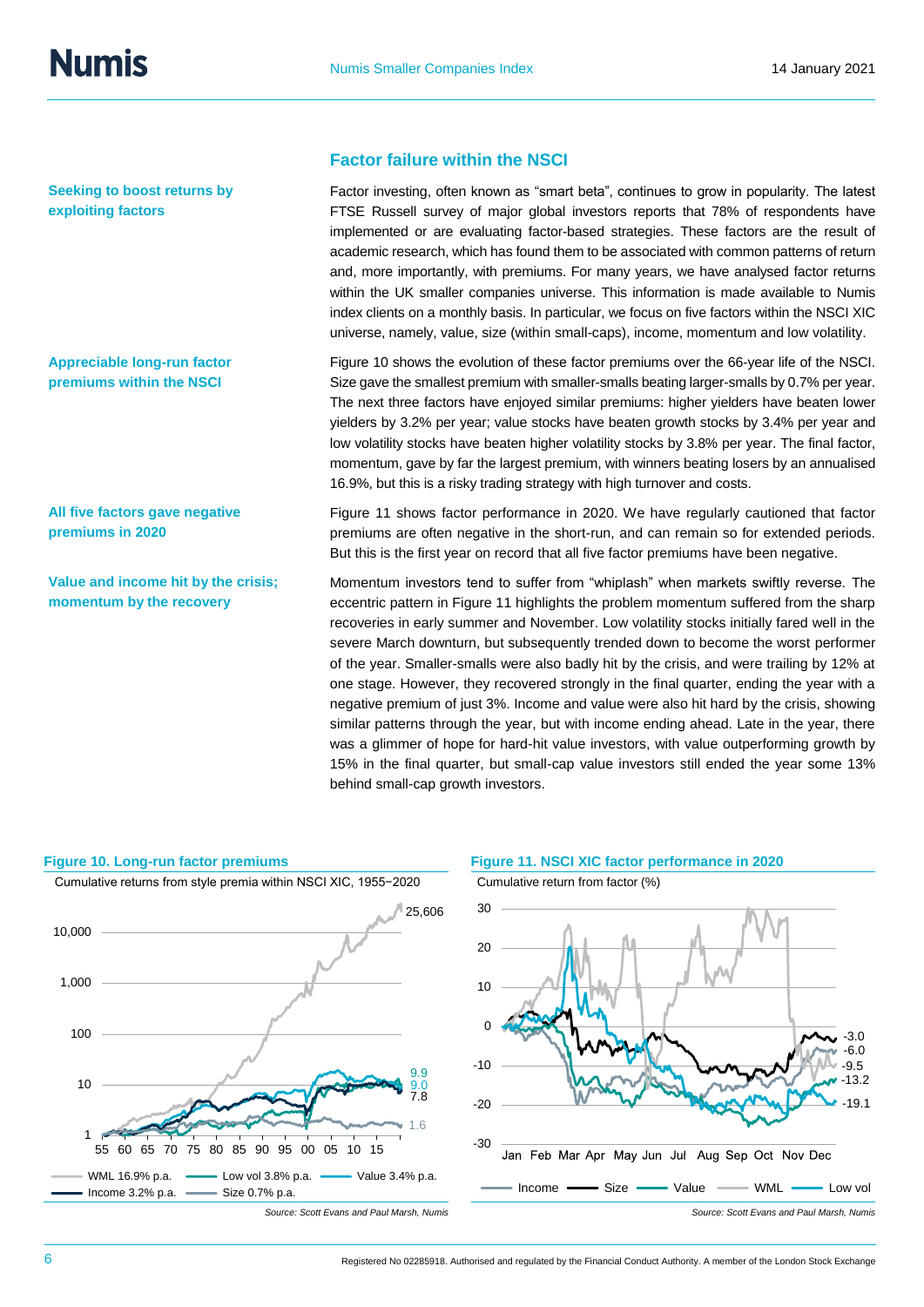## Factor failure within the NSCI

**Seeking to boost returns by exploiting factors**

Factor investing, often known as "smart beta", continues to grow in popularity. The latest FTSE Russell survey of major global investors reports that 78% of respondents have implemented or are evaluating factor-based strategies. These factors are the result of academic research, which has found them to be associated with common patterns of return and, more importantly, with premiums. For many years, we have analysed factor returns within the UK smaller companies universe. This information is made available to Numis index clients on a monthly basis. In particular, we focus on five factors within the NSCI XIC universe, namely, value, size (within small-caps), income, momentum and low volatility.

**Appreciable long-run factor premiums within the NSCI**

Figure 10 shows the evolution of these factor premiums over the 66-year life of the NSCI. Size gave the smallest premium with smaller-smalls beating larger-smalls by 0.7% per year. The next three factors have enjoyed similar premiums: higher yielders have beaten lower yielders by 3.2% per year; value stocks have beaten growth stocks by 3.4% per year and low volatility stocks have beaten higher volatility stocks by 3.8% per year. The final factor, momentum, gave by far the largest premium, with winners beating losers by an annualised 16.9%, but this is a risky trading strategy with high turnover and costs.

**All five factors gave negative premiums in 2020**

Figure 11 shows factor performance in 2020. We have regularly cautioned that factor premiums are often negative in the short-run, and can remain so for extended periods. But this is the first year on record that all five factor premiums have been negative.

**Value and income hit by the crisis; momentum by the recovery**

Momentum investors tend to suffer from "whiplash" when markets swiftly reverse. The eccentric pattern in Figure 11 highlights the problem momentum suffered from the sharp recoveries in early summer and November. Low volatility stocks initially fared well in the severe March downturn, but subsequently trended down to become the worst performer of the year. Smaller-smalls were also badly hit by the crisis, and were trailing by 12% at one stage. However, they recovered strongly in the final quarter, ending the year with a negative premium of just 3%. Income and value were also hit hard by the crisis, showing similar patterns through the year, but with income ending ahead. Late in the year, there was a glimmer of hope for hard-hit value investors, with value outperforming growth by 15% in the final quarter, but small-cap value investors still ended the year some 13% behind small-cap growth investors.

**Figure 10. Long-run factor premiums**

Cumulative returns from style premia within NSCI XIC, 1955−2020

Legend: WML 16.9% p.a. (25,606); Low vol 3.8% p.a. (9.9); Value 3.4% p.a. (9.0); Income 3.2% p.a. (7.8); Size 0.7% p.a. (1.6)

*Source: Scott Evans and Paul Marsh, Numis*

**Figure 11. NSCI XIC factor performance in 2020**

Cumulative return from factor (%)

Legend: Size -3.0; Income -6.0; WML -9.5; Value -13.2; Low vol -19.1

*Source: Scott Evans and Paul Marsh, Numis*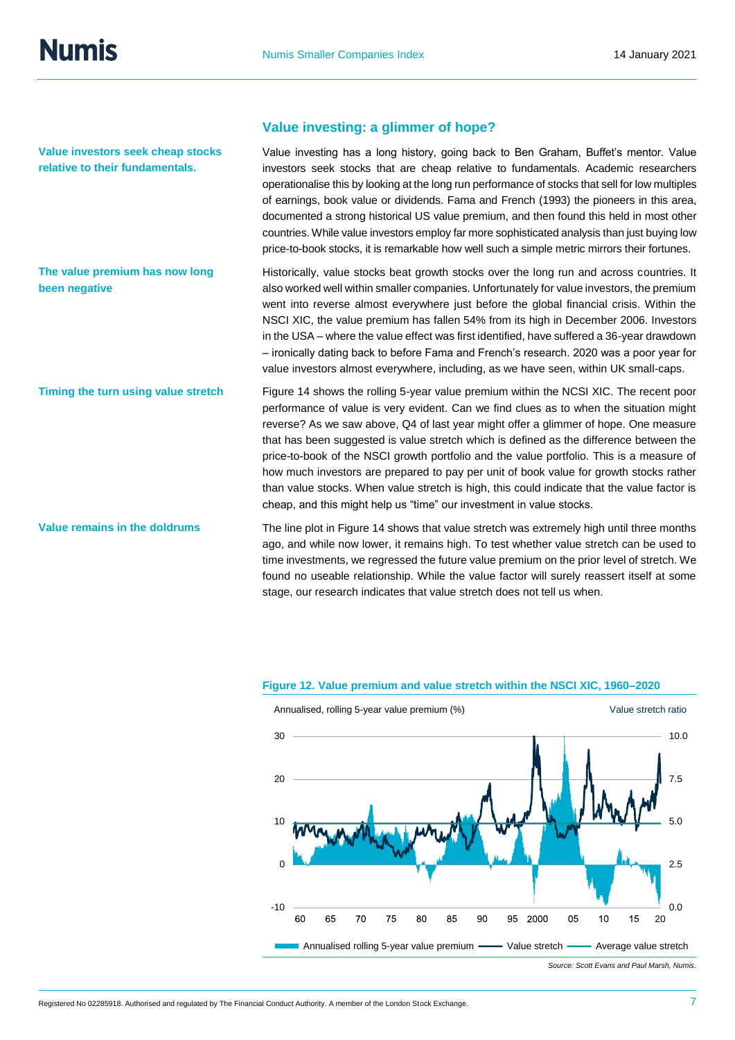## Value investing: a glimmer of hope?

**Value investors seek cheap stocks relative to their fundamentals.**

Value investing has a long history, going back to Ben Graham, Buffet's mentor. Value investors seek stocks that are cheap relative to fundamentals. Academic researchers operationalise this by looking at the long run performance of stocks that sell for low multiples of earnings, book value or dividends. Fama and French (1993) the pioneers in this area, documented a strong historical US value premium, and then found this held in most other countries. While value investors employ far more sophisticated analysis than just buying low price-to-book stocks, it is remarkable how well such a simple metric mirrors their fortunes.

**The value premium has now long been negative**

Historically, value stocks beat growth stocks over the long run and across countries. It also worked well within smaller companies. Unfortunately for value investors, the premium went into reverse almost everywhere just before the global financial crisis. Within the NSCI XIC, the value premium has fallen 54% from its high in December 2006. Investors in the USA – where the value effect was first identified, have suffered a 36-year drawdown – ironically dating back to before Fama and French's research. 2020 was a poor year for value investors almost everywhere, including, as we have seen, within UK small-caps.

**Timing the turn using value stretch**

Figure 14 shows the rolling 5-year value premium within the NCSI XIC. The recent poor performance of value is very evident. Can we find clues as to when the situation might reverse? As we saw above, Q4 of last year might offer a glimmer of hope. One measure that has been suggested is value stretch which is defined as the difference between the price-to-book of the NSCI growth portfolio and the value portfolio. This is a measure of how much investors are prepared to pay per unit of book value for growth stocks rather than value stocks. When value stretch is high, this could indicate that the value factor is cheap, and this might help us "time" our investment in value stocks.

**Value remains in the doldrums**

The line plot in Figure 14 shows that value stretch was extremely high until three months ago, and while now lower, it remains high. To test whether value stretch can be used to time investments, we regressed the future value premium on the prior level of stretch. We found no useable relationship. While the value factor will surely reassert itself at some stage, our research indicates that value stretch does not tell us when.

**Figure 12. Value premium and value stretch within the NSCI XIC, 1960–2020**

Annualised, rolling 5-year value premium (%) | Value stretch ratio

Annualised rolling 5-year value premium — Value stretch — Average value stretch

*Source: Scott Evans and Paul Marsh, Numis.*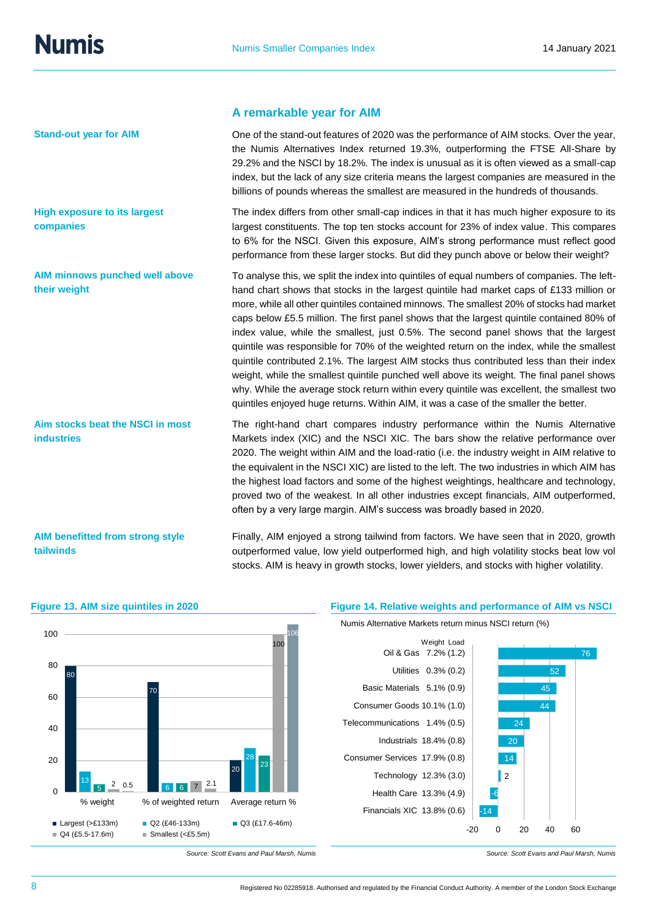## A remarkable year for AIM

**Stand-out year for AIM**

One of the stand-out features of 2020 was the performance of AIM stocks. Over the year, the Numis Alternatives Index returned 19.3%, outperforming the FTSE All-Share by 29.2% and the NSCI by 18.2%. The index is unusual as it is often viewed as a small-cap index, but the lack of any size criteria means the largest companies are measured in the billions of pounds whereas the smallest are measured in the hundreds of thousands.

**High exposure to its largest companies**

The index differs from other small-cap indices in that it has much higher exposure to its largest constituents. The top ten stocks account for 23% of index value. This compares to 6% for the NSCI. Given this exposure, AIM's strong performance must reflect good performance from these larger stocks. But did they punch above or below their weight?

**AIM minnows punched well above their weight**

To analyse this, we split the index into quintiles of equal numbers of companies. The left-hand chart shows that stocks in the largest quintile had market caps of £133 million or more, while all other quintiles contained minnows. The smallest 20% of stocks had market caps below £5.5 million. The first panel shows that the largest quintile contained 80% of index value, while the smallest, just 0.5%. The second panel shows that the largest quintile was responsible for 70% of the weighted return on the index, while the smallest quintile contributed 2.1%. The largest AIM stocks thus contributed less than their index weight, while the smallest quintile punched well above its weight. The final panel shows why. While the average stock return within every quintile was excellent, the smallest two quintiles enjoyed huge returns. Within AIM, it was a case of the smaller the better.

**Aim stocks beat the NSCI in most industries**

The right-hand chart compares industry performance within the Numis Alternative Markets index (XIC) and the NSCI XIC. The bars show the relative performance over 2020. The weight within AIM and the load-ratio (i.e. the industry weight in AIM relative to the equivalent in the NSCI XIC) are listed to the left. The two industries in which AIM has the highest load factors and some of the highest weightings, healthcare and technology, proved two of the weakest. In all other industries except financials, AIM outperformed, often by a very large margin. AIM's success was broadly based in 2020.

**AIM benefitted from strong style tailwinds**

Finally, AIM enjoyed a strong tailwind from factors. We have seen that in 2020, growth outperformed value, low yield outperformed high, and high volatility stocks beat low vol stocks. AIM is heavy in growth stocks, lower yielders, and stocks with higher volatility.

**Figure 13. AIM size quintiles in 2020**

| | % weight | % of weighted return | Average return % |
|---|---|---|---|
| Largest (>£133m) | 80 | 70 | 20 |
| Q2 (£46-133m) | 13 | 6 | 28 |
| Q3 (£17.6-46m) | 5 | 6 | 23 |
| Q4 (£5.5-17.6m) | 2 | 7 | 100 |
| Smallest (<£5.5m) | 0.5 | 2.1 | 106 |

*Source: Scott Evans and Paul Marsh, Numis*

**Figure 14. Relative weights and performance of AIM vs NSCI**

Numis Alternative Markets return minus NSCI return (%)

| Industry | Weight | Load | Return difference (%) |
|---|---|---|---|
| Oil & Gas | 7.2% | (1.2) | 76 |
| Utilities | 0.3% | (0.2) | 52 |
| Basic Materials | 5.1% | (0.9) | 45 |
| Consumer Goods | 10.1% | (1.0) | 44 |
| Telecommunications | 1.4% | (0.5) | 24 |
| Industrials | 18.4% | (0.8) | 20 |
| Consumer Services | 17.9% | (0.8) | 14 |
| Technology | 12.3% | (3.0) | 2 |
| Health Care | 13.3% | (4.9) | -6 |
| Financials XIC | 13.8% | (0.6) | -14 |

*Source: Scott Evans and Paul Marsh, Numis*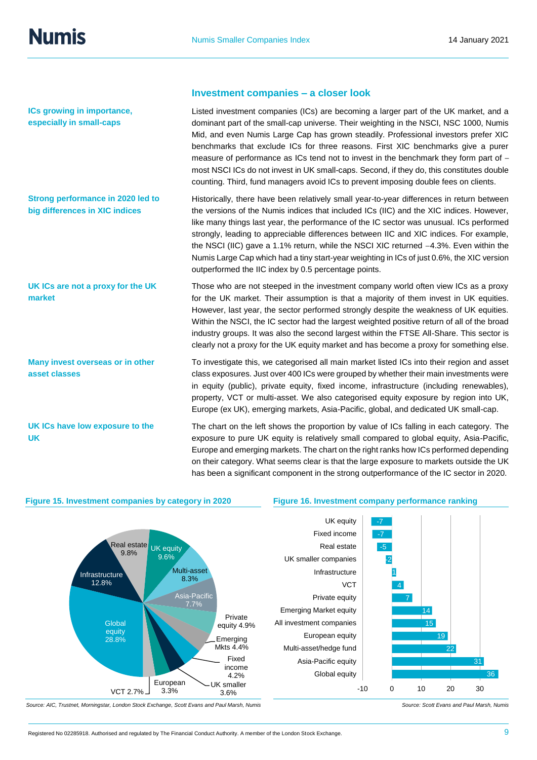## Investment companies – a closer look

**ICs growing in importance, especially in small-caps**

Listed investment companies (ICs) are becoming a larger part of the UK market, and a dominant part of the small-cap universe. Their weighting in the NSCI, NSC 1000, Numis Mid, and even Numis Large Cap has grown steadily. Professional investors prefer XIC benchmarks that exclude ICs for three reasons. First XIC benchmarks give a purer measure of performance as ICs tend not to invest in the benchmark they form part of – most NSCI ICs do not invest in UK small-caps. Second, if they do, this constitutes double counting. Third, fund managers avoid ICs to prevent imposing double fees on clients.

**Strong performance in 2020 led to big differences in XIC indices**

Historically, there have been relatively small year-to-year differences in return between the versions of the Numis indices that included ICs (IIC) and the XIC indices. However, like many things last year, the performance of the IC sector was unusual. ICs performed strongly, leading to appreciable differences between IIC and XIC indices. For example, the NSCI (IIC) gave a 1.1% return, while the NSCI XIC returned −4.3%. Even within the Numis Large Cap which had a tiny start-year weighting in ICs of just 0.6%, the XIC version outperformed the IIC index by 0.5 percentage points.

**UK ICs are not a proxy for the UK market**

Those who are not steeped in the investment company world often view ICs as a proxy for the UK market. Their assumption is that a majority of them invest in UK equities. However, last year, the sector performed strongly despite the weakness of UK equities. Within the NSCI, the IC sector had the largest weighted positive return of all of the broad industry groups. It was also the second largest within the FTSE All-Share. This sector is clearly not a proxy for the UK equity market and has become a proxy for something else.

**Many invest overseas or in other asset classes**

To investigate this, we categorised all main market listed ICs into their region and asset class exposures. Just over 400 ICs were grouped by whether their main investments were in equity (public), private equity, fixed income, infrastructure (including renewables), property, VCT or multi-asset. We also categorised equity exposure by region into UK, Europe (ex UK), emerging markets, Asia-Pacific, global, and dedicated UK small-cap.

**UK ICs have low exposure to the UK**

The chart on the left shows the proportion by value of ICs falling in each category. The exposure to pure UK equity is relatively small compared to global equity, Asia-Pacific, Europe and emerging markets. The chart on the right ranks how ICs performed depending on their category. What seems clear is that the large exposure to markets outside the UK has been a significant component in the strong outperformance of the IC sector in 2020.

**Figure 15. Investment companies by category in 2020**

| Category | Share |
|---|---|
| Global equity | 28.8% |
| Infrastructure | 12.8% |
| Real estate | 9.8% |
| UK equity | 9.6% |
| Multi-asset | 8.3% |
| Asia-Pacific | 7.7% |
| Private equity | 4.9% |
| Emerging Mkts | 4.4% |
| Fixed income | 4.2% |
| UK smaller | 3.6% |
| European | 3.3% |
| VCT | 2.7% |

*Source: AIC, Trustnet, Morningstar, London Stock Exchange, Scott Evans and Paul Marsh, Numis*

**Figure 16. Investment company performance ranking**

| Category | Return |
|---|---|
| UK equity | -7 |
| Fixed income | -7 |
| Real estate | -5 |
| UK smaller companies | -2 |
| Infrastructure | 1 |
| VCT | 4 |
| Private equity | 7 |
| Emerging Market equity | 14 |
| All investment companies | 15 |
| European equity | 19 |
| Multi-asset/hedge fund | 22 |
| Asia-Pacific equity | 31 |
| Global equity | 36 |

*Source: Scott Evans and Paul Marsh, Numis*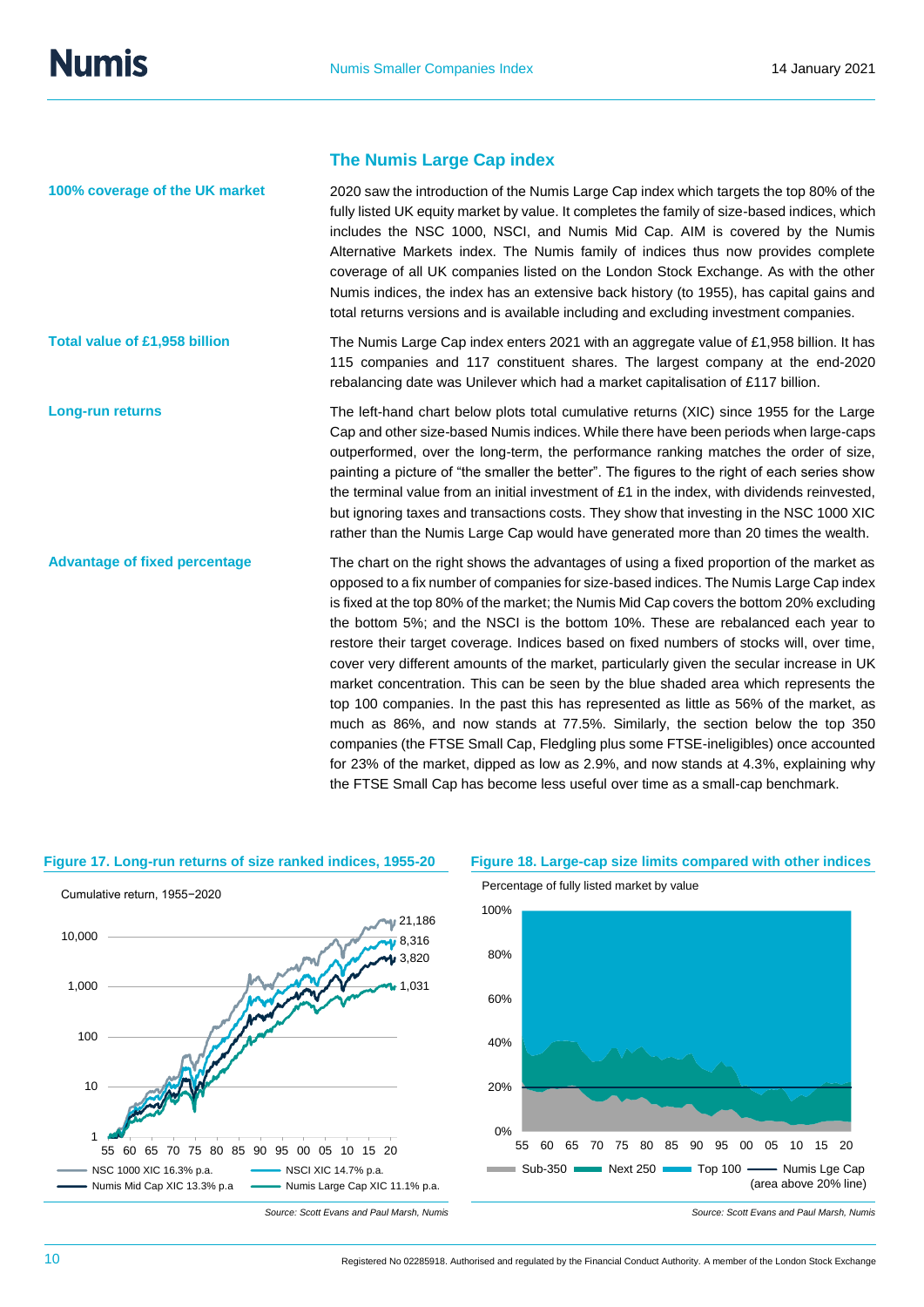## The Numis Large Cap index

**100% coverage of the UK market**

2020 saw the introduction of the Numis Large Cap index which targets the top 80% of the fully listed UK equity market by value. It completes the family of size-based indices, which includes the NSC 1000, NSCI, and Numis Mid Cap. AIM is covered by the Numis Alternative Markets index. The Numis family of indices thus now provides complete coverage of all UK companies listed on the London Stock Exchange. As with the other Numis indices, the index has an extensive back history (to 1955), has capital gains and total returns versions and is available including and excluding investment companies.

**Total value of £1,958 billion**

The Numis Large Cap index enters 2021 with an aggregate value of £1,958 billion. It has 115 companies and 117 constituent shares. The largest company at the end-2020 rebalancing date was Unilever which had a market capitalisation of £117 billion.

**Long-run returns**

The left-hand chart below plots total cumulative returns (XIC) since 1955 for the Large Cap and other size-based Numis indices. While there have been periods when large-caps outperformed, over the long-term, the performance ranking matches the order of size, painting a picture of "the smaller the better". The figures to the right of each series show the terminal value from an initial investment of £1 in the index, with dividends reinvested, but ignoring taxes and transactions costs. They show that investing in the NSC 1000 XIC rather than the Numis Large Cap would have generated more than 20 times the wealth.

**Advantage of fixed percentage**

The chart on the right shows the advantages of using a fixed proportion of the market as opposed to a fix number of companies for size-based indices. The Numis Large Cap index is fixed at the top 80% of the market; the Numis Mid Cap covers the bottom 20% excluding the bottom 5%; and the NSCI is the bottom 10%. These are rebalanced each year to restore their target coverage. Indices based on fixed numbers of stocks will, over time, cover very different amounts of the market, particularly given the secular increase in UK market concentration. This can be seen by the blue shaded area which represents the top 100 companies. In the past this has represented as little as 56% of the market, as much as 86%, and now stands at 77.5%. Similarly, the section below the top 350 companies (the FTSE Small Cap, Fledgling plus some FTSE-ineligibles) once accounted for 23% of the market, dipped as low as 2.9%, and now stands at 4.3%, explaining why the FTSE Small Cap has become less useful over time as a small-cap benchmark.

**Figure 17. Long-run returns of size ranked indices, 1955-20**

Cumulative return, 1955−2020

Terminal values: 21,186; 8,316; 3,820; 1,031

NSC 1000 XIC 16.3% p.a. — NSCI XIC 14.7% p.a. — Numis Mid Cap XIC 13.3% p.a — Numis Large Cap XIC 11.1% p.a.

*Source: Scott Evans and Paul Marsh, Numis*

**Figure 18. Large-cap size limits compared with other indices**

Percentage of fully listed market by value

Sub-350 — Next 250 — Top 100 — Numis Lge Cap (area above 20% line)

*Source: Scott Evans and Paul Marsh, Numis*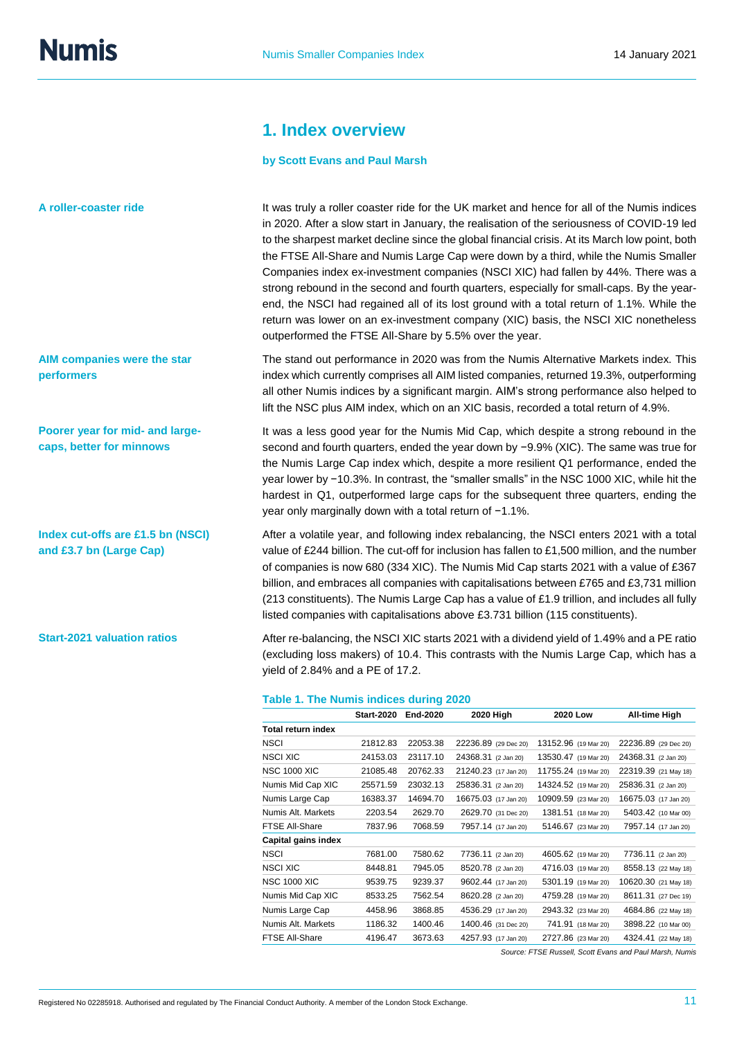## 1. Index overview

**by Scott Evans and Paul Marsh**

**A roller-coaster ride**

It was truly a roller coaster ride for the UK market and hence for all of the Numis indices in 2020. After a slow start in January, the realisation of the seriousness of COVID-19 led to the sharpest market decline since the global financial crisis. At its March low point, both the FTSE All-Share and Numis Large Cap were down by a third, while the Numis Smaller Companies index ex-investment companies (NSCI XIC) had fallen by 44%. There was a strong rebound in the second and fourth quarters, especially for small-caps. By the year-end, the NSCI had regained all of its lost ground with a total return of 1.1%. While the return was lower on an ex-investment company (XIC) basis, the NSCI XIC nonetheless outperformed the FTSE All-Share by 5.5% over the year.

**AIM companies were the star performers**

The stand out performance in 2020 was from the Numis Alternative Markets index. This index which currently comprises all AIM listed companies, returned 19.3%, outperforming all other Numis indices by a significant margin. AIM's strong performance also helped to lift the NSC plus AIM index, which on an XIC basis, recorded a total return of 4.9%.

**Poorer year for mid- and large-caps, better for minnows**

It was a less good year for the Numis Mid Cap, which despite a strong rebound in the second and fourth quarters, ended the year down by −9.9% (XIC). The same was true for the Numis Large Cap index which, despite a more resilient Q1 performance, ended the year lower by −10.3%. In contrast, the "smaller smalls" in the NSC 1000 XIC, while hit the hardest in Q1, outperformed large caps for the subsequent three quarters, ending the year only marginally down with a total return of −1.1%.

**Index cut-offs are £1.5 bn (NSCI) and £3.7 bn (Large Cap)**

After a volatile year, and following index rebalancing, the NSCI enters 2021 with a total value of £244 billion. The cut-off for inclusion has fallen to £1,500 million, and the number of companies is now 680 (334 XIC). The Numis Mid Cap starts 2021 with a value of £367 billion, and embraces all companies with capitalisations between £765 and £3,731 million (213 constituents). The Numis Large Cap has a value of £1.9 trillion, and includes all fully listed companies with capitalisations above £3.731 billion (115 constituents).

**Start-2021 valuation ratios**

After re-balancing, the NSCI XIC starts 2021 with a dividend yield of 1.49% and a PE ratio (excluding loss makers) of 10.4. This contrasts with the Numis Large Cap, which has a yield of 2.84% and a PE of 17.2.

**Table 1. The Numis indices during 2020**

| | Start-2020 | End-2020 | 2020 High | 2020 Low | All-time High |
|---|---|---|---|---|---|
| **Total return index** | | | | | |
| NSCI | 21812.83 | 22053.38 | 22236.89 (29 Dec 20) | 13152.96 (19 Mar 20) | 22236.89 (29 Dec 20) |
| NSCI XIC | 24153.03 | 23117.10 | 24368.31 (2 Jan 20) | 13530.47 (19 Mar 20) | 24368.31 (2 Jan 20) |
| NSC 1000 XIC | 21085.48 | 20762.33 | 21240.23 (17 Jan 20) | 11755.24 (19 Mar 20) | 22319.39 (21 May 18) |
| Numis Mid Cap XIC | 25571.59 | 23032.13 | 25836.31 (2 Jan 20) | 14324.52 (19 Mar 20) | 25836.31 (2 Jan 20) |
| Numis Large Cap | 16383.37 | 14694.70 | 16675.03 (17 Jan 20) | 10909.59 (23 Mar 20) | 16675.03 (17 Jan 20) |
| Numis Alt. Markets | 2203.54 | 2629.70 | 2629.70 (31 Dec 20) | 1381.51 (18 Mar 20) | 5403.42 (10 Mar 00) |
| FTSE All-Share | 7837.96 | 7068.59 | 7957.14 (17 Jan 20) | 5146.67 (23 Mar 20) | 7957.14 (17 Jan 20) |
| **Capital gains index** | | | | | |
| NSCI | 7681.00 | 7580.62 | 7736.11 (2 Jan 20) | 4605.62 (19 Mar 20) | 7736.11 (2 Jan 20) |
| NSCI XIC | 8448.81 | 7945.05 | 8520.78 (2 Jan 20) | 4716.03 (19 Mar 20) | 8558.13 (22 May 18) |
| NSC 1000 XIC | 9539.75 | 9239.37 | 9602.44 (17 Jan 20) | 5301.19 (19 Mar 20) | 10620.30 (21 May 18) |
| Numis Mid Cap XIC | 8533.25 | 7562.54 | 8620.28 (2 Jan 20) | 4759.28 (19 Mar 20) | 8611.31 (27 Dec 19) |
| Numis Large Cap | 4458.96 | 3868.85 | 4536.29 (17 Jan 20) | 2943.32 (23 Mar 20) | 4684.86 (22 May 18) |
| Numis Alt. Markets | 1186.32 | 1400.46 | 1400.46 (31 Dec 20) | 741.91 (18 Mar 20) | 3898.22 (10 Mar 00) |
| FTSE All-Share | 4196.47 | 3673.63 | 4257.93 (17 Jan 20) | 2727.86 (23 Mar 20) | 4324.41 (22 May 18) |

*Source: FTSE Russell, Scott Evans and Paul Marsh, Numis*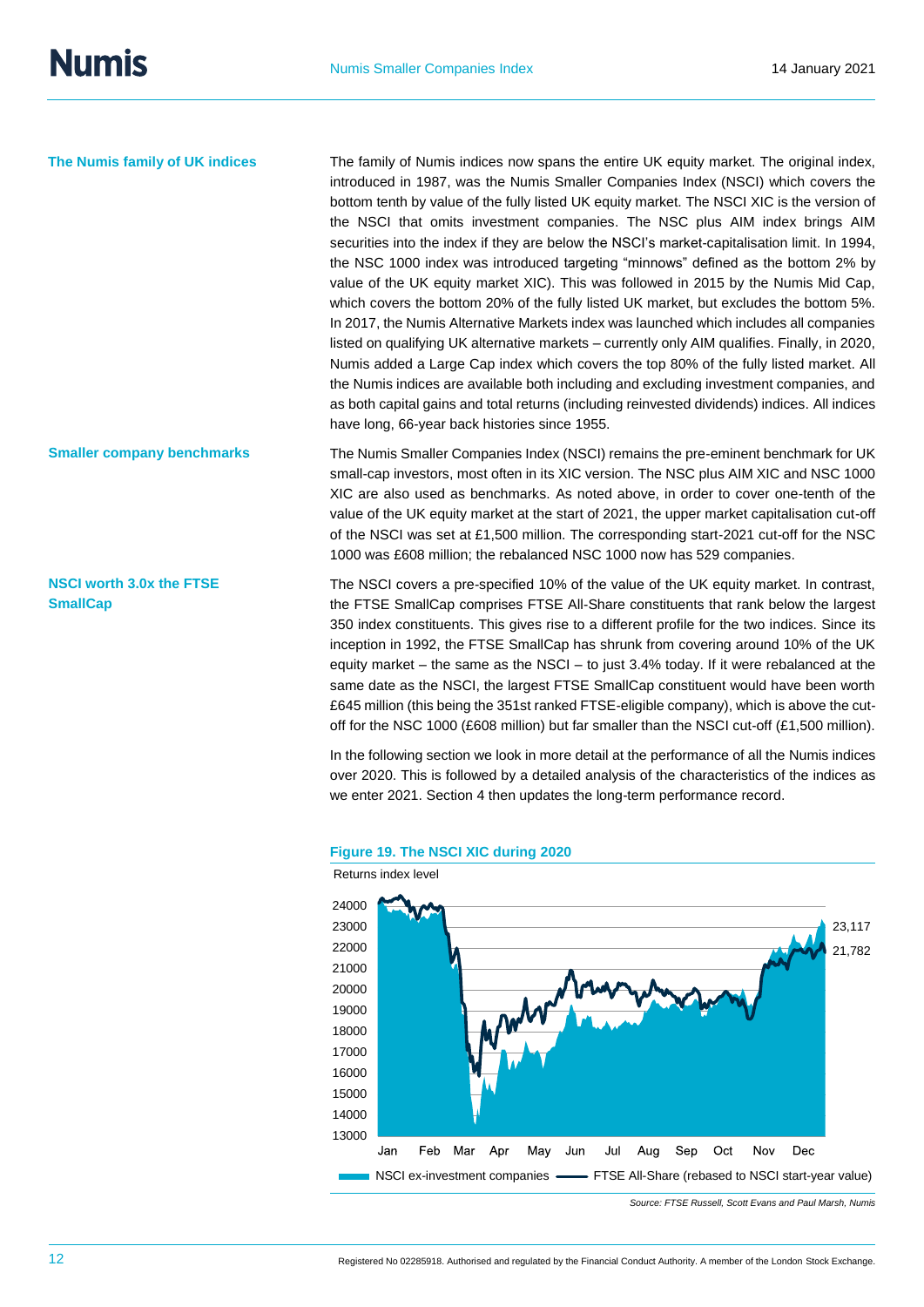## The Numis family of UK indices

The family of Numis indices now spans the entire UK equity market. The original index, introduced in 1987, was the Numis Smaller Companies Index (NSCI) which covers the bottom tenth by value of the fully listed UK equity market. The NSCI XIC is the version of the NSCI that omits investment companies. The NSC plus AIM index brings AIM securities into the index if they are below the NSCI's market-capitalisation limit. In 1994, the NSC 1000 index was introduced targeting "minnows" defined as the bottom 2% by value of the UK equity market XIC). This was followed in 2015 by the Numis Mid Cap, which covers the bottom 20% of the fully listed UK market, but excludes the bottom 5%. In 2017, the Numis Alternative Markets index was launched which includes all companies listed on qualifying UK alternative markets – currently only AIM qualifies. Finally, in 2020, Numis added a Large Cap index which covers the top 80% of the fully listed market. All the Numis indices are available both including and excluding investment companies, and as both capital gains and total returns (including reinvested dividends) indices. All indices have long, 66-year back histories since 1955.

## Smaller company benchmarks

The Numis Smaller Companies Index (NSCI) remains the pre-eminent benchmark for UK small-cap investors, most often in its XIC version. The NSC plus AIM XIC and NSC 1000 XIC are also used as benchmarks. As noted above, in order to cover one-tenth of the value of the UK equity market at the start of 2021, the upper market capitalisation cut-off of the NSCI was set at £1,500 million. The corresponding start-2021 cut-off for the NSC 1000 was £608 million; the rebalanced NSC 1000 now has 529 companies.

## NSCI worth 3.0x the FTSE SmallCap

The NSCI covers a pre-specified 10% of the value of the UK equity market. In contrast, the FTSE SmallCap comprises FTSE All-Share constituents that rank below the largest 350 index constituents. This gives rise to a different profile for the two indices. Since its inception in 1992, the FTSE SmallCap has shrunk from covering around 10% of the UK equity market – the same as the NSCI – to just 3.4% today. If it were rebalanced at the same date as the NSCI, the largest FTSE SmallCap constituent would have been worth £645 million (this being the 351st ranked FTSE-eligible company), which is above the cut-off for the NSC 1000 (£608 million) but far smaller than the NSCI cut-off (£1,500 million).

In the following section we look in more detail at the performance of all the Numis indices over 2020. This is followed by a detailed analysis of the characteristics of the indices as we enter 2021. Section 4 then updates the long-term performance record.

**Figure 19. The NSCI XIC during 2020**

Returns index level

24000
23000
22000
21000
20000
19000
18000
17000
16000
15000
14000
13000

Jan Feb Mar Apr May Jun Jul Aug Sep Oct Nov Dec

23,117
21,782

NSCI ex-investment companies
FTSE All-Share (rebased to NSCI start-year value)

*Source: FTSE Russell, Scott Evans and Paul Marsh, Numis*